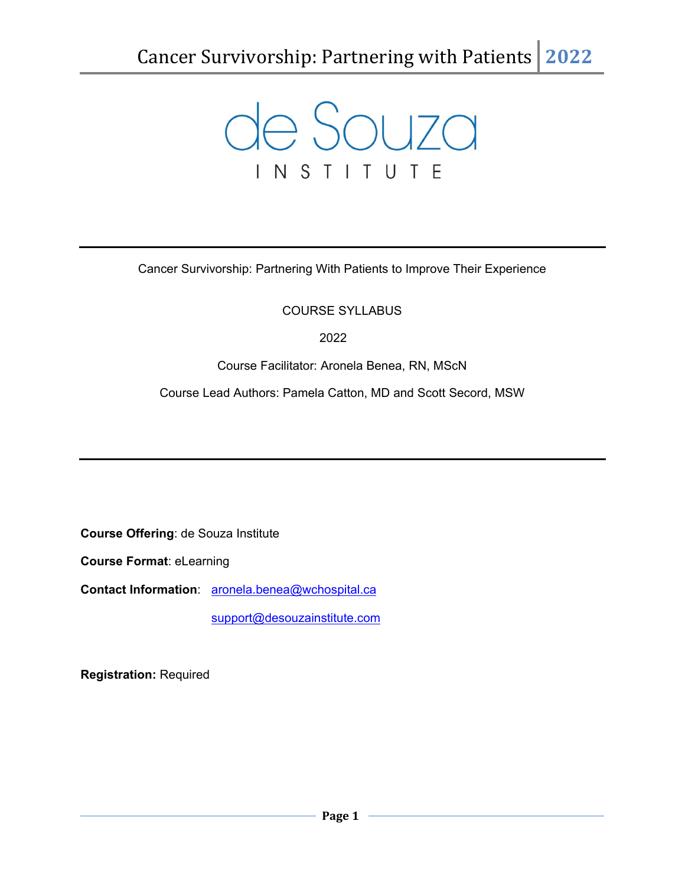de Souza

INSTITUTE

---

Cancer Survivorship: Partnering With Patients to Improve Their Experience

COURSE SYLLABUS

2022

Course Facilitator: Aronela Benea, RN, MScN

Course Lead Authors: Pamela Catton, MD and Scott Secord, MSW

---

**Course Offering**: de Souza Institute

**Course Format**: eLearning

**Contact Information**: aronela.benea@wchospital.ca

support@desouzainstitute.com

**Registration:** Required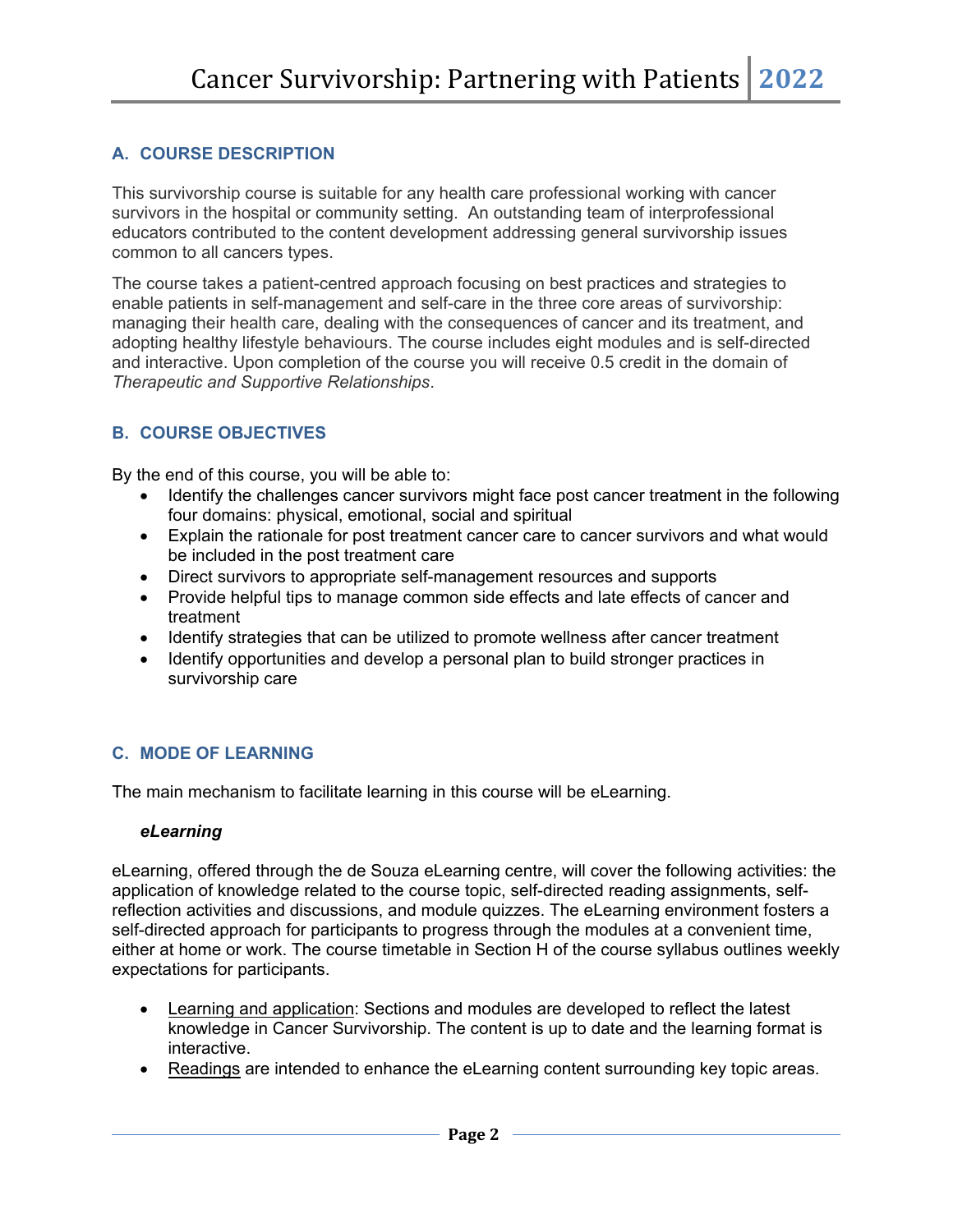## A. COURSE DESCRIPTION

This survivorship course is suitable for any health care professional working with cancer survivors in the hospital or community setting. An outstanding team of interprofessional educators contributed to the content development addressing general survivorship issues common to all cancers types.

The course takes a patient-centred approach focusing on best practices and strategies to enable patients in self-management and self-care in the three core areas of survivorship: managing their health care, dealing with the consequences of cancer and its treatment, and adopting healthy lifestyle behaviours. The course includes eight modules and is self-directed and interactive. Upon completion of the course you will receive 0.5 credit in the domain of *Therapeutic and Supportive Relationships*.

## B. COURSE OBJECTIVES

By the end of this course, you will be able to:

- Identify the challenges cancer survivors might face post cancer treatment in the following four domains: physical, emotional, social and spiritual
- Explain the rationale for post treatment cancer care to cancer survivors and what would be included in the post treatment care
- Direct survivors to appropriate self-management resources and supports
- Provide helpful tips to manage common side effects and late effects of cancer and treatment
- Identify strategies that can be utilized to promote wellness after cancer treatment
- Identify opportunities and develop a personal plan to build stronger practices in survivorship care

## C. MODE OF LEARNING

The main mechanism to facilitate learning in this course will be eLearning.

### *eLearning*

eLearning, offered through the de Souza eLearning centre, will cover the following activities: the application of knowledge related to the course topic, self-directed reading assignments, self-reflection activities and discussions, and module quizzes. The eLearning environment fosters a self-directed approach for participants to progress through the modules at a convenient time, either at home or work. The course timetable in Section H of the course syllabus outlines weekly expectations for participants.

- <u>Learning and application</u>: Sections and modules are developed to reflect the latest knowledge in Cancer Survivorship. The content is up to date and the learning format is interactive.
- <u>Readings</u> are intended to enhance the eLearning content surrounding key topic areas.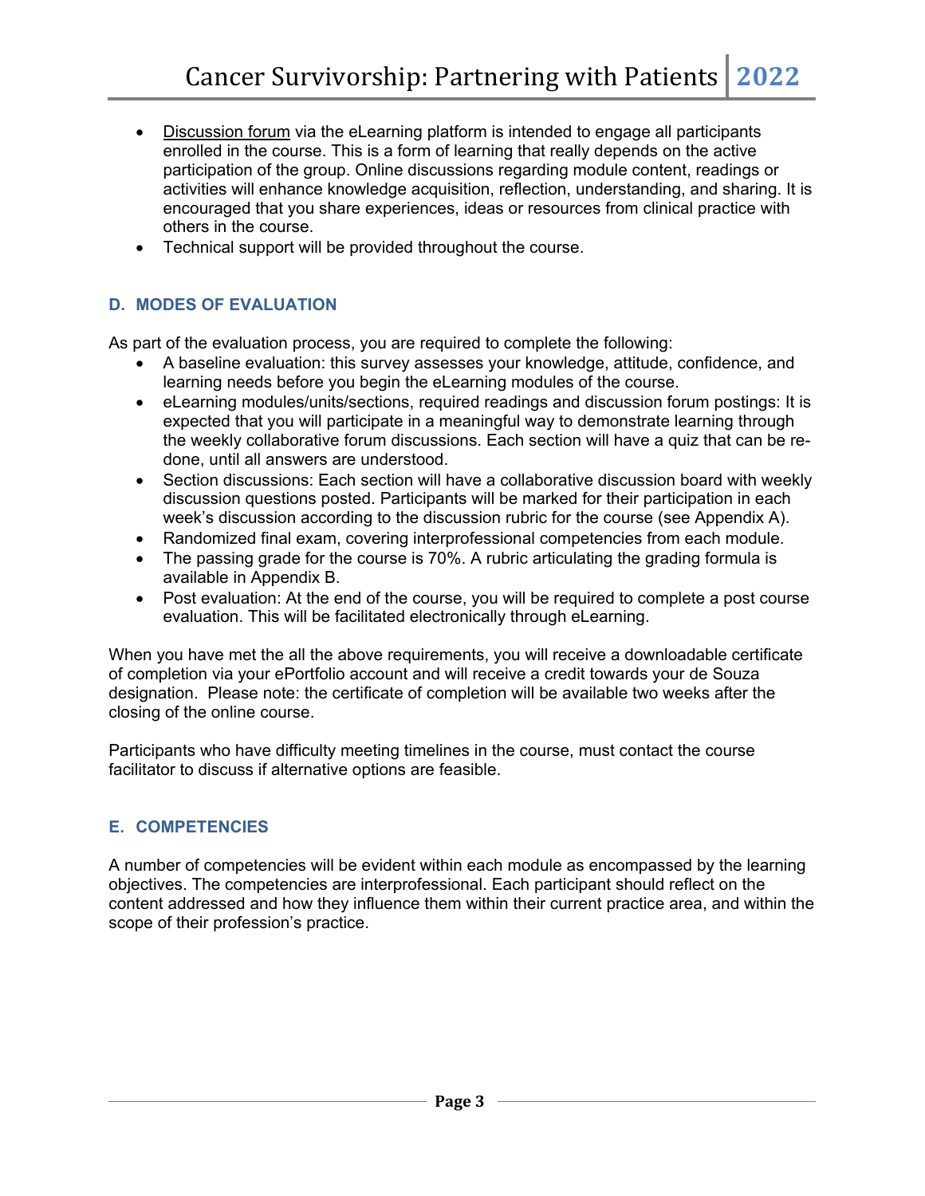- Discussion forum via the eLearning platform is intended to engage all participants enrolled in the course. This is a form of learning that really depends on the active participation of the group. Online discussions regarding module content, readings or activities will enhance knowledge acquisition, reflection, understanding, and sharing. It is encouraged that you share experiences, ideas or resources from clinical practice with others in the course.
- Technical support will be provided throughout the course.

## D. MODES OF EVALUATION

As part of the evaluation process, you are required to complete the following:

- A baseline evaluation: this survey assesses your knowledge, attitude, confidence, and learning needs before you begin the eLearning modules of the course.
- eLearning modules/units/sections, required readings and discussion forum postings: It is expected that you will participate in a meaningful way to demonstrate learning through the weekly collaborative forum discussions. Each section will have a quiz that can be re-done, until all answers are understood.
- Section discussions: Each section will have a collaborative discussion board with weekly discussion questions posted. Participants will be marked for their participation in each week's discussion according to the discussion rubric for the course (see Appendix A).
- Randomized final exam, covering interprofessional competencies from each module.
- The passing grade for the course is 70%. A rubric articulating the grading formula is available in Appendix B.
- Post evaluation: At the end of the course, you will be required to complete a post course evaluation. This will be facilitated electronically through eLearning.

When you have met the all the above requirements, you will receive a downloadable certificate of completion via your ePortfolio account and will receive a credit towards your de Souza designation. Please note: the certificate of completion will be available two weeks after the closing of the online course.

Participants who have difficulty meeting timelines in the course, must contact the course facilitator to discuss if alternative options are feasible.

## E. COMPETENCIES

A number of competencies will be evident within each module as encompassed by the learning objectives. The competencies are interprofessional. Each participant should reflect on the content addressed and how they influence them within their current practice area, and within the scope of their profession's practice.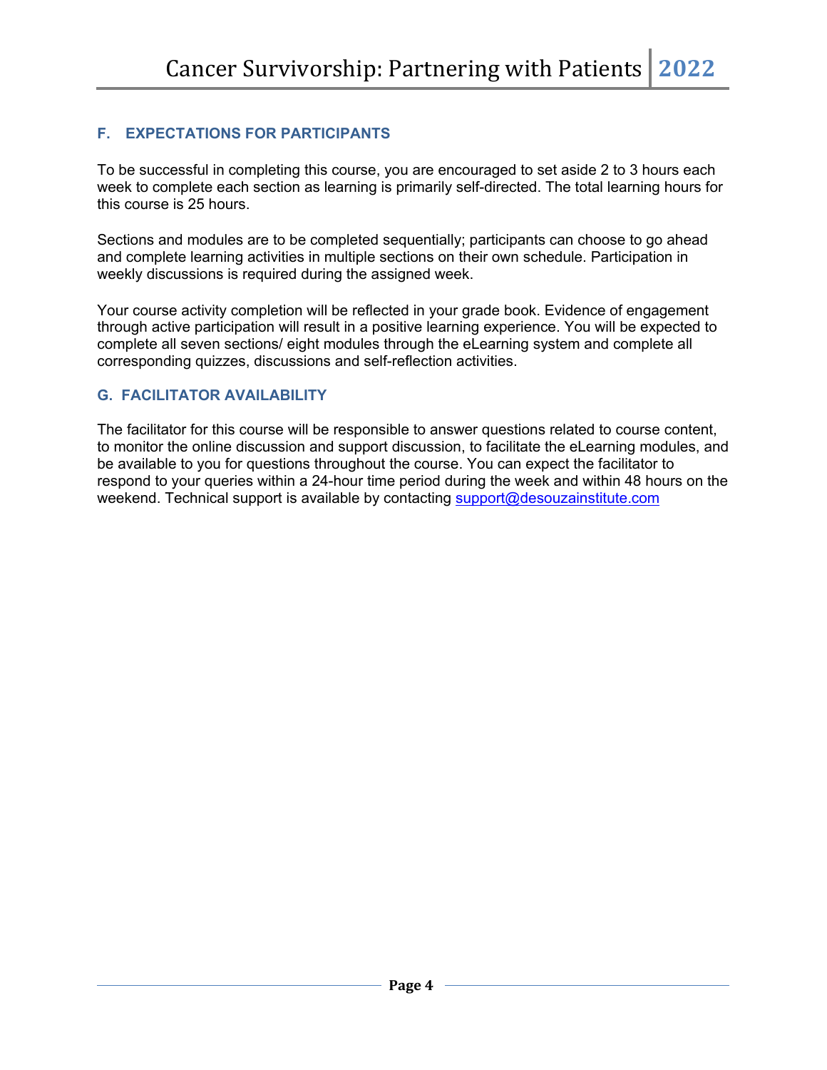## F. EXPECTATIONS FOR PARTICIPANTS

To be successful in completing this course, you are encouraged to set aside 2 to 3 hours each week to complete each section as learning is primarily self-directed. The total learning hours for this course is 25 hours.

Sections and modules are to be completed sequentially; participants can choose to go ahead and complete learning activities in multiple sections on their own schedule. Participation in weekly discussions is required during the assigned week.

Your course activity completion will be reflected in your grade book. Evidence of engagement through active participation will result in a positive learning experience. You will be expected to complete all seven sections/ eight modules through the eLearning system and complete all corresponding quizzes, discussions and self-reflection activities.

## G. FACILITATOR AVAILABILITY

The facilitator for this course will be responsible to answer questions related to course content, to monitor the online discussion and support discussion, to facilitate the eLearning modules, and be available to you for questions throughout the course. You can expect the facilitator to respond to your queries within a 24-hour time period during the week and within 48 hours on the weekend. Technical support is available by contacting support@desouzainstitute.com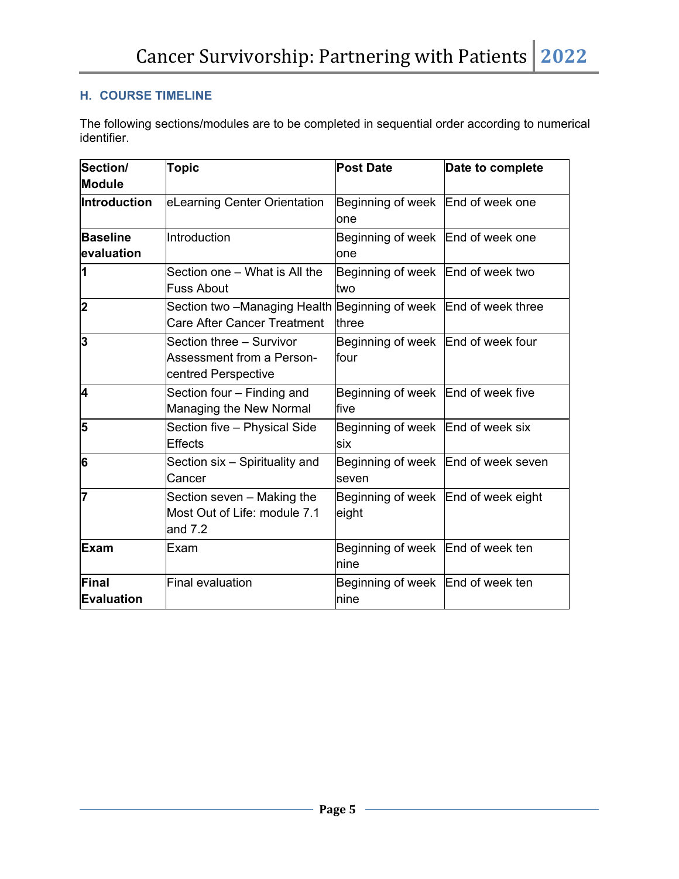## H. COURSE TIMELINE

The following sections/modules are to be completed in sequential order according to numerical identifier.

| Section/ Module | Topic | Post Date | Date to complete |
|---|---|---|---|
| **Introduction** | eLearning Center Orientation | Beginning of week one | End of week one |
| **Baseline evaluation** | Introduction | Beginning of week one | End of week one |
| **1** | Section one – What is All the Fuss About | Beginning of week two | End of week two |
| **2** | Section two –Managing Health Care After Cancer Treatment | Beginning of week three | End of week three |
| **3** | Section three – Survivor Assessment from a Person-centred Perspective | Beginning of week four | End of week four |
| **4** | Section four – Finding and Managing the New Normal | Beginning of week five | End of week five |
| **5** | Section five – Physical Side Effects | Beginning of week six | End of week six |
| **6** | Section six – Spirituality and Cancer | Beginning of week seven | End of week seven |
| **7** | Section seven – Making the Most Out of Life: module 7.1 and 7.2 | Beginning of week eight | End of week eight |
| **Exam** | Exam | Beginning of week nine | End of week ten |
| **Final Evaluation** | Final evaluation | Beginning of week nine | End of week ten |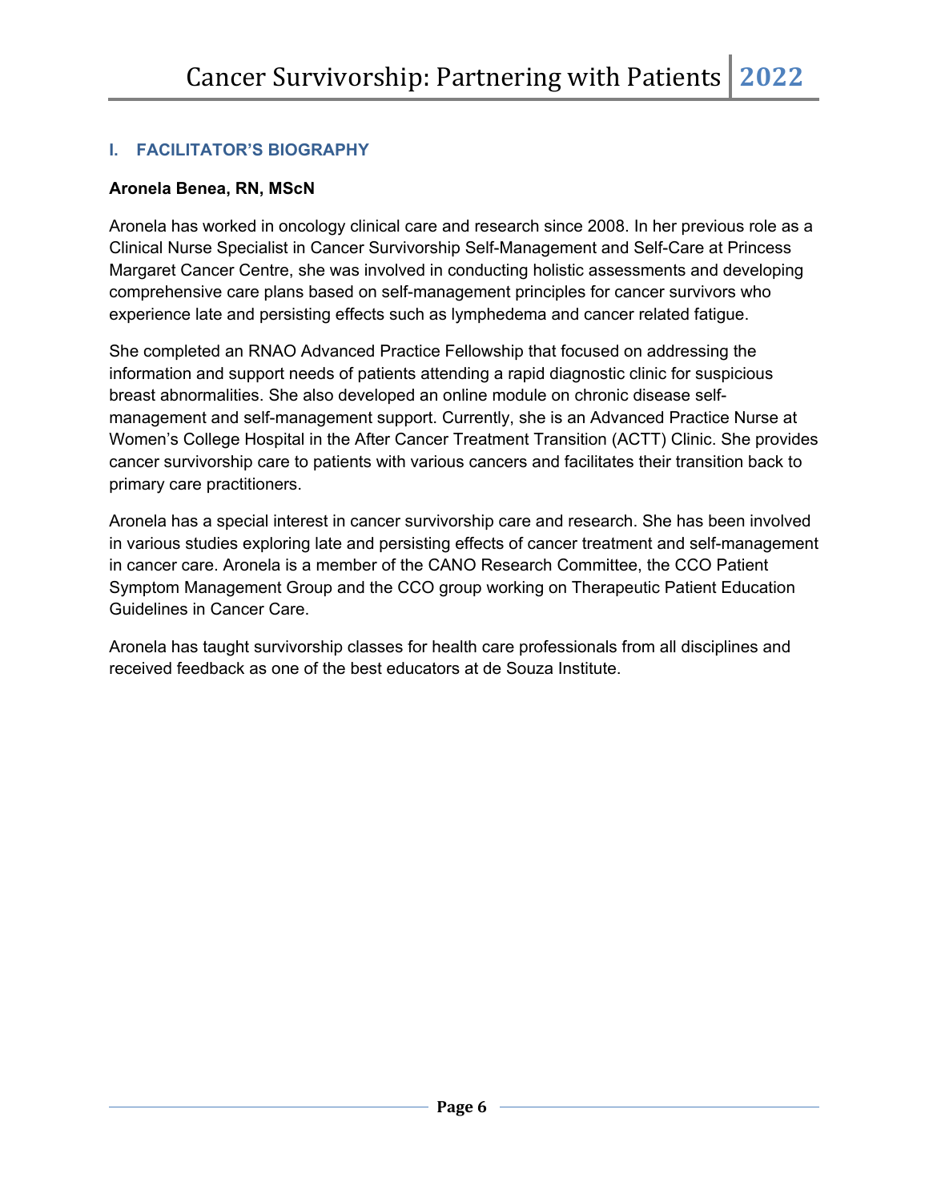## I. FACILITATOR'S BIOGRAPHY

**Aronela Benea, RN, MScN**

Aronela has worked in oncology clinical care and research since 2008. In her previous role as a Clinical Nurse Specialist in Cancer Survivorship Self-Management and Self-Care at Princess Margaret Cancer Centre, she was involved in conducting holistic assessments and developing comprehensive care plans based on self-management principles for cancer survivors who experience late and persisting effects such as lymphedema and cancer related fatigue.

She completed an RNAO Advanced Practice Fellowship that focused on addressing the information and support needs of patients attending a rapid diagnostic clinic for suspicious breast abnormalities. She also developed an online module on chronic disease self-management and self-management support. Currently, she is an Advanced Practice Nurse at Women's College Hospital in the After Cancer Treatment Transition (ACTT) Clinic. She provides cancer survivorship care to patients with various cancers and facilitates their transition back to primary care practitioners.

Aronela has a special interest in cancer survivorship care and research. She has been involved in various studies exploring late and persisting effects of cancer treatment and self-management in cancer care. Aronela is a member of the CANO Research Committee, the CCO Patient Symptom Management Group and the CCO group working on Therapeutic Patient Education Guidelines in Cancer Care.

Aronela has taught survivorship classes for health care professionals from all disciplines and received feedback as one of the best educators at de Souza Institute.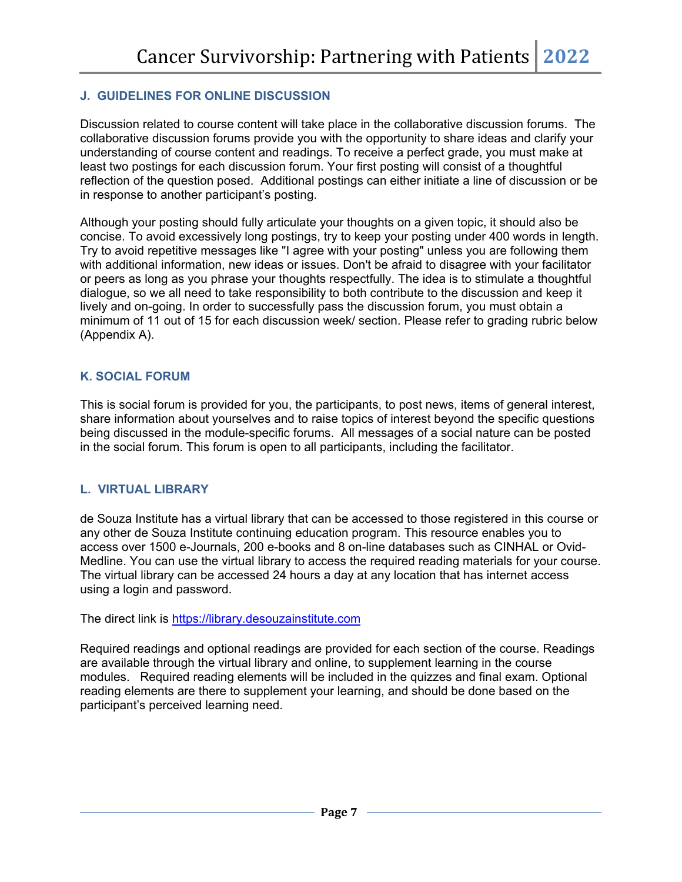## J. GUIDELINES FOR ONLINE DISCUSSION

Discussion related to course content will take place in the collaborative discussion forums. The collaborative discussion forums provide you with the opportunity to share ideas and clarify your understanding of course content and readings. To receive a perfect grade, you must make at least two postings for each discussion forum. Your first posting will consist of a thoughtful reflection of the question posed. Additional postings can either initiate a line of discussion or be in response to another participant's posting.

Although your posting should fully articulate your thoughts on a given topic, it should also be concise. To avoid excessively long postings, try to keep your posting under 400 words in length. Try to avoid repetitive messages like "I agree with your posting" unless you are following them with additional information, new ideas or issues. Don't be afraid to disagree with your facilitator or peers as long as you phrase your thoughts respectfully. The idea is to stimulate a thoughtful dialogue, so we all need to take responsibility to both contribute to the discussion and keep it lively and on-going. In order to successfully pass the discussion forum, you must obtain a minimum of 11 out of 15 for each discussion week/ section. Please refer to grading rubric below (Appendix A).

## K. SOCIAL FORUM

This is social forum is provided for you, the participants, to post news, items of general interest, share information about yourselves and to raise topics of interest beyond the specific questions being discussed in the module-specific forums. All messages of a social nature can be posted in the social forum. This forum is open to all participants, including the facilitator.

## L. VIRTUAL LIBRARY

de Souza Institute has a virtual library that can be accessed to those registered in this course or any other de Souza Institute continuing education program. This resource enables you to access over 1500 e-Journals, 200 e-books and 8 on-line databases such as CINHAL or Ovid-Medline. You can use the virtual library to access the required reading materials for your course. The virtual library can be accessed 24 hours a day at any location that has internet access using a login and password.

The direct link is [https://library.desouzainstitute.com](https://library.desouzainstitute.com)

Required readings and optional readings are provided for each section of the course. Readings are available through the virtual library and online, to supplement learning in the course modules. Required reading elements will be included in the quizzes and final exam. Optional reading elements are there to supplement your learning, and should be done based on the participant's perceived learning need.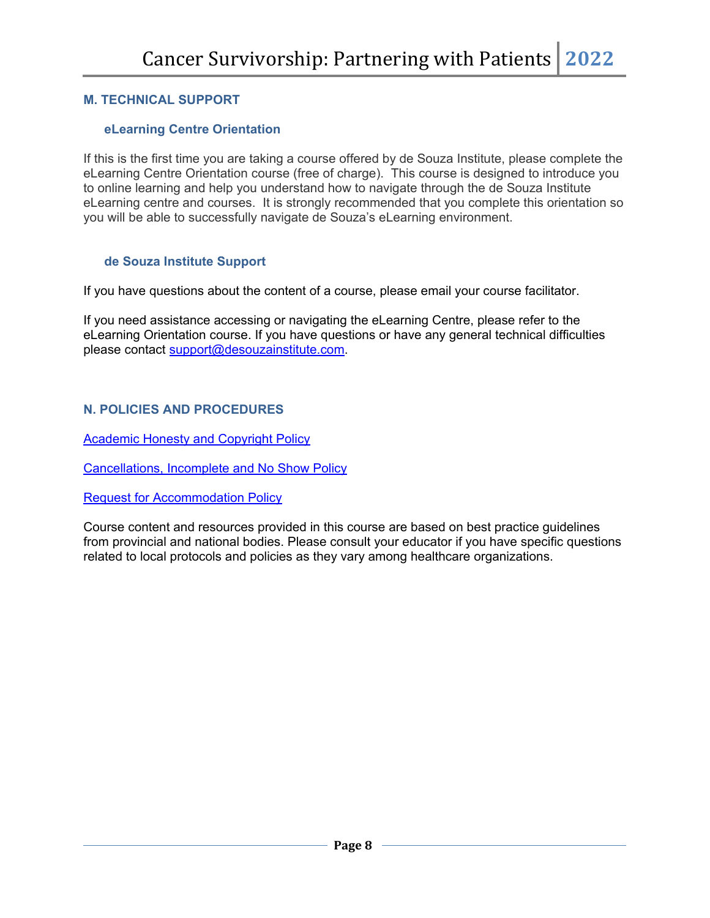## M. TECHNICAL SUPPORT

### eLearning Centre Orientation

If this is the first time you are taking a course offered by de Souza Institute, please complete the eLearning Centre Orientation course (free of charge). This course is designed to introduce you to online learning and help you understand how to navigate through the de Souza Institute eLearning centre and courses. It is strongly recommended that you complete this orientation so you will be able to successfully navigate de Souza's eLearning environment.

### de Souza Institute Support

If you have questions about the content of a course, please email your course facilitator.

If you need assistance accessing or navigating the eLearning Centre, please refer to the eLearning Orientation course. If you have questions or have any general technical difficulties please contact support@desouzainstitute.com.

## N. POLICIES AND PROCEDURES

Academic Honesty and Copyright Policy

Cancellations, Incomplete and No Show Policy

Request for Accommodation Policy

Course content and resources provided in this course are based on best practice guidelines from provincial and national bodies. Please consult your educator if you have specific questions related to local protocols and policies as they vary among healthcare organizations.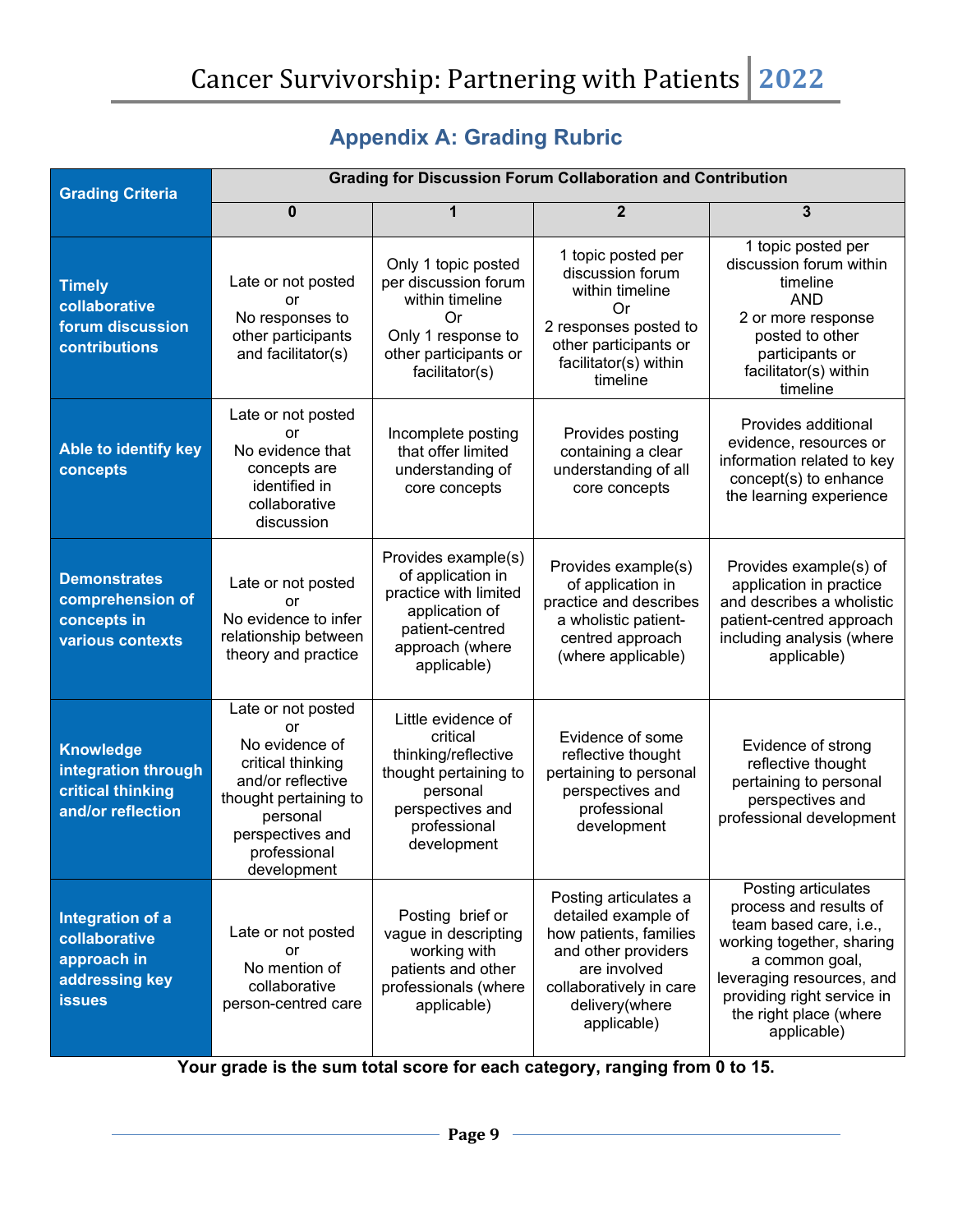## Appendix A: Grading Rubric

| Grading Criteria | Grading for Discussion Forum Collaboration and Contribution | | | |
|---|---|---|---|---|
| | 0 | 1 | 2 | 3 |
| **Timely collaborative forum discussion contributions** | Late or not posted or No responses to other participants and facilitator(s) | Only 1 topic posted per discussion forum within timeline Or Only 1 response to other participants or facilitator(s) | 1 topic posted per discussion forum within timeline Or 2 responses posted to other participants or facilitator(s) within timeline | 1 topic posted per discussion forum within timeline AND 2 or more response posted to other participants or facilitator(s) within timeline |
| **Able to identify key concepts** | Late or not posted or No evidence that concepts are identified in collaborative discussion | Incomplete posting that offer limited understanding of core concepts | Provides posting containing a clear understanding of all core concepts | Provides additional evidence, resources or information related to key concept(s) to enhance the learning experience |
| **Demonstrates comprehension of concepts in various contexts** | Late or not posted or No evidence to infer relationship between theory and practice | Provides example(s) of application in practice with limited application of patient-centred approach (where applicable) | Provides example(s) of application in practice and describes a wholistic patient-centred approach (where applicable) | Provides example(s) of application in practice and describes a wholistic patient-centred approach including analysis (where applicable) |
| **Knowledge integration through critical thinking and/or reflection** | Late or not posted or No evidence of critical thinking and/or reflective thought pertaining to personal perspectives and professional development | Little evidence of critical thinking/reflective thought pertaining to personal perspectives and professional development | Evidence of some reflective thought pertaining to personal perspectives and professional development | Evidence of strong reflective thought pertaining to personal perspectives and professional development |
| **Integration of a collaborative approach in addressing key issues** | Late or not posted or No mention of collaborative person-centred care | Posting brief or vague in descripting working with patients and other professionals (where applicable) | Posting articulates a detailed example of how patients, families and other providers are involved collaboratively in care delivery(where applicable) | Posting articulates process and results of team based care, i.e., working together, sharing a common goal, leveraging resources, and providing right service in the right place (where applicable) |

**Your grade is the sum total score for each category, ranging from 0 to 15.**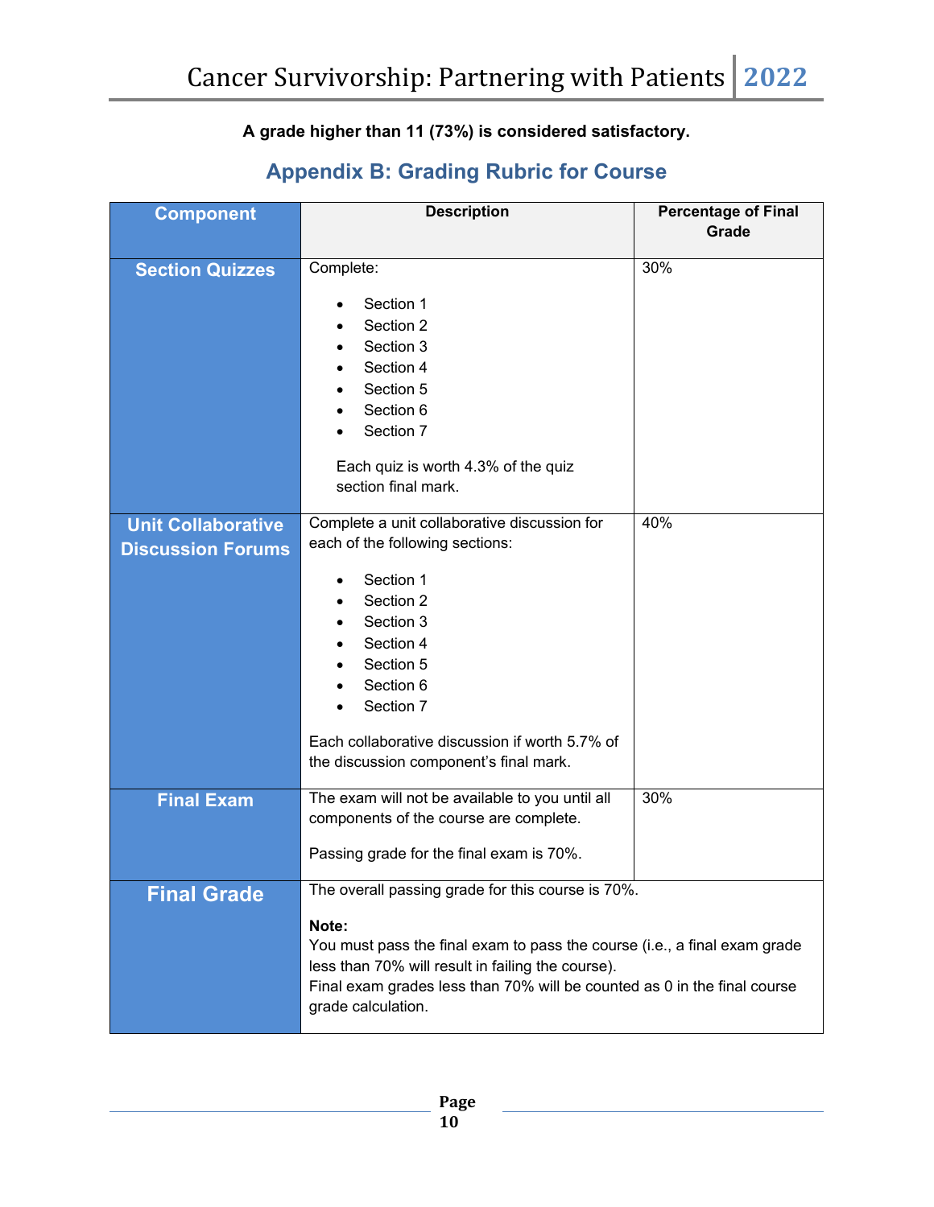**A grade higher than 11 (73%) is considered satisfactory.**

## Appendix B: Grading Rubric for Course

| Component | Description | Percentage of Final Grade |
|---|---|---|
| **Section Quizzes** | Complete:<br><br>• Section 1<br>• Section 2<br>• Section 3<br>• Section 4<br>• Section 5<br>• Section 6<br>• Section 7<br><br>Each quiz is worth 4.3% of the quiz section final mark. | 30% |
| **Unit Collaborative Discussion Forums** | Complete a unit collaborative discussion for each of the following sections:<br><br>• Section 1<br>• Section 2<br>• Section 3<br>• Section 4<br>• Section 5<br>• Section 6<br>• Section 7<br><br>Each collaborative discussion if worth 5.7% of the discussion component's final mark. | 40% |
| **Final Exam** | The exam will not be available to you until all components of the course are complete.<br><br>Passing grade for the final exam is 70%. | 30% |
| **Final Grade** | The overall passing grade for this course is 70%.<br><br>**Note:**<br>You must pass the final exam to pass the course (i.e., a final exam grade less than 70% will result in failing the course).<br>Final exam grades less than 70% will be counted as 0 in the final course grade calculation. | |